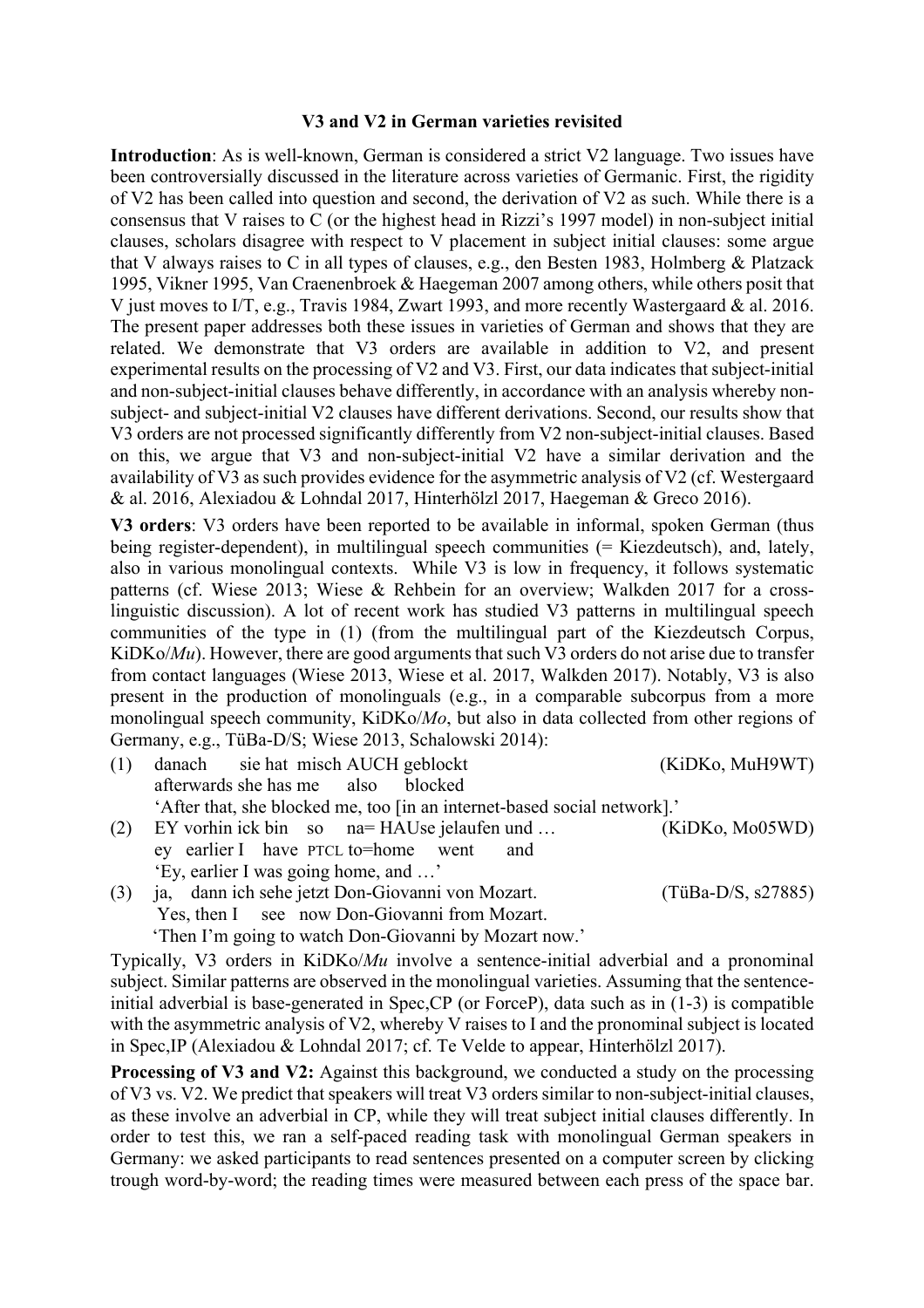# V3 and V2 in German varieties revisited

**Introduction**: As is well-known, German is considered a strict V2 language. Two issues have been controversially discussed in the literature across varieties of Germanic. First, the rigidity of V2 has been called into question and second, the derivation of V2 as such. While there is a consensus that V raises to C (or the highest head in Rizzi's 1997 model) in non-subject initial clauses, scholars disagree with respect to V placement in subject initial clauses: some argue that V always raises to C in all types of clauses, e.g., den Besten 1983, Holmberg & Platzack 1995, Vikner 1995, Van Craenenbroek & Haegeman 2007 among others, while others posit that V just moves to I/T, e.g., Travis 1984, Zwart 1993, and more recently Wastergaard & al. 2016. The present paper addresses both these issues in varieties of German and shows that they are related. We demonstrate that V3 orders are available in addition to V2, and present experimental results on the processing of V2 and V3. First, our data indicates that subject-initial and non-subject-initial clauses behave differently, in accordance with an analysis whereby non-subject- and subject-initial V2 clauses have different derivations. Second, our results show that V3 orders are not processed significantly differently from V2 non-subject-initial clauses. Based on this, we argue that V3 and non-subject-initial V2 have a similar derivation and the availability of V3 as such provides evidence for the asymmetric analysis of V2 (cf. Westergaard & al. 2016, Alexiadou & Lohndal 2017, Hinterhölzl 2017, Haegeman & Greco 2016).

**V3 orders**: V3 orders have been reported to be available in informal, spoken German (thus being register-dependent), in multilingual speech communities (= Kiezdeutsch), and, lately, also in various monolingual contexts. While V3 is low in frequency, it follows systematic patterns (cf. Wiese 2013; Wiese & Rehbein for an overview; Walkden 2017 for a cross-linguistic discussion). A lot of recent work has studied V3 patterns in multilingual speech communities of the type in (1) (from the multilingual part of the Kiezdeutsch Corpus, KiDKo/*Mu*). However, there are good arguments that such V3 orders do not arise due to transfer from contact languages (Wiese 2013, Wiese et al. 2017, Walkden 2017). Notably, V3 is also present in the production of monolinguals (e.g., in a comparable subcorpus from a more monolingual speech community, KiDKo/*Mo*, but also in data collected from other regions of Germany, e.g., TüBa-D/S; Wiese 2013, Schalowski 2014):

(1) danach sie hat misch AUCH geblockt (KiDKo, MuH9WT)
afterwards she has me also blocked
'After that, she blocked me, too [in an internet-based social network].'

(2) EY vorhin ick bin so na= HAUse jelaufen und … (KiDKo, Mo05WD)
ey earlier I have PTCL to=home went and
'Ey, earlier I was going home, and …'

(3) ja, dann ich sehe jetzt Don-Giovanni von Mozart. (TüBa-D/S, s27885)
Yes, then I see now Don-Giovanni from Mozart.
'Then I'm going to watch Don-Giovanni by Mozart now.'

Typically, V3 orders in KiDKo/*Mu* involve a sentence-initial adverbial and a pronominal subject. Similar patterns are observed in the monolingual varieties. Assuming that the sentence-initial adverbial is base-generated in Spec,CP (or ForceP), data such as in (1-3) is compatible with the asymmetric analysis of V2, whereby V raises to I and the pronominal subject is located in Spec,IP (Alexiadou & Lohndal 2017; cf. Te Velde to appear, Hinterhölzl 2017).

**Processing of V3 and V2:** Against this background, we conducted a study on the processing of V3 vs. V2. We predict that speakers will treat V3 orders similar to non-subject-initial clauses, as these involve an adverbial in CP, while they will treat subject initial clauses differently. In order to test this, we ran a self-paced reading task with monolingual German speakers in Germany: we asked participants to read sentences presented on a computer screen by clicking trough word-by-word; the reading times were measured between each press of the space bar.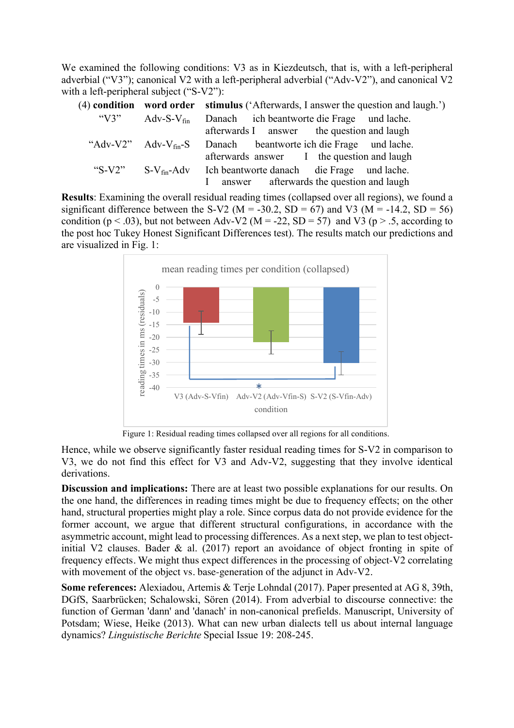We examined the following conditions: V3 as in Kiezdeutsch, that is, with a left-peripheral adverbial ("V3"); canonical V2 with a left-peripheral adverbial ("Adv-V2"), and canonical V2 with a left-peripheral subject ("S-V2"):

| (4) **condition** | **word order** | **stimulus** ('Afterwards, I answer the question and laugh.') |
|---|---|---|
| "V3" | Adv-S-$V_{fin}$ | Danach ich beantworte die Frage und lache. |
| | | afterwards I answer the question and laugh |
| "Adv-V2" | Adv-$V_{fin}$-S | Danach beantworte ich die Frage und lache. |
| | | afterwards answer I the question and laugh |
| "S-V2" | S-$V_{fin}$-Adv | Ich beantworte danach die Frage und lache. |
| | | I answer afterwards the question and laugh |

**Results**: Examining the overall residual reading times (collapsed over all regions), we found a significant difference between the S-V2 (M = -30.2, SD = 67) and V3 (M = -14.2, SD = 56) condition ($p < .03$), but not between Adv-V2 (M = -22, SD = 57) and V3 ($p > .5$, according to the post hoc Tukey Honest Significant Differences test). The results match our predictions and are visualized in Fig. 1:

mean reading times per condition (collapsed)

reading times in ms (residuals)

0
-5
-10
-15
-20
-25
-30
-35
-40

*

V3 (Adv-S-Vfin)
Adv-V2 (Adv-Vfin-S)
S-V2 (S-Vfin-Adv)

condition

Figure 1: Residual reading times collapsed over all regions for all conditions.

Hence, while we observe significantly faster residual reading times for S-V2 in comparison to V3, we do not find this effect for V3 and Adv-V2, suggesting that they involve identical derivations.

**Discussion and implications:** There are at least two possible explanations for our results. On the one hand, the differences in reading times might be due to frequency effects; on the other hand, structural properties might play a role. Since corpus data do not provide evidence for the former account, we argue that different structural configurations, in accordance with the asymmetric account, might lead to processing differences. As a next step, we plan to test object-initial V2 clauses. Bader & al. (2017) report an avoidance of object fronting in spite of frequency effects. We might thus expect differences in the processing of object-V2 correlating with movement of the object vs. base-generation of the adjunct in Adv-V2.

**Some references:** Alexiadou, Artemis & Terje Lohndal (2017). Paper presented at AG 8, 39th, DGfS, Saarbrücken; Schalowski, Sören (2014). From adverbial to discourse connective: the function of German 'dann' and 'danach' in non-canonical prefields. Manuscript, University of Potsdam; Wiese, Heike (2013). What can new urban dialects tell us about internal language dynamics? *Linguistische Berichte* Special Issue 19: 208-245.